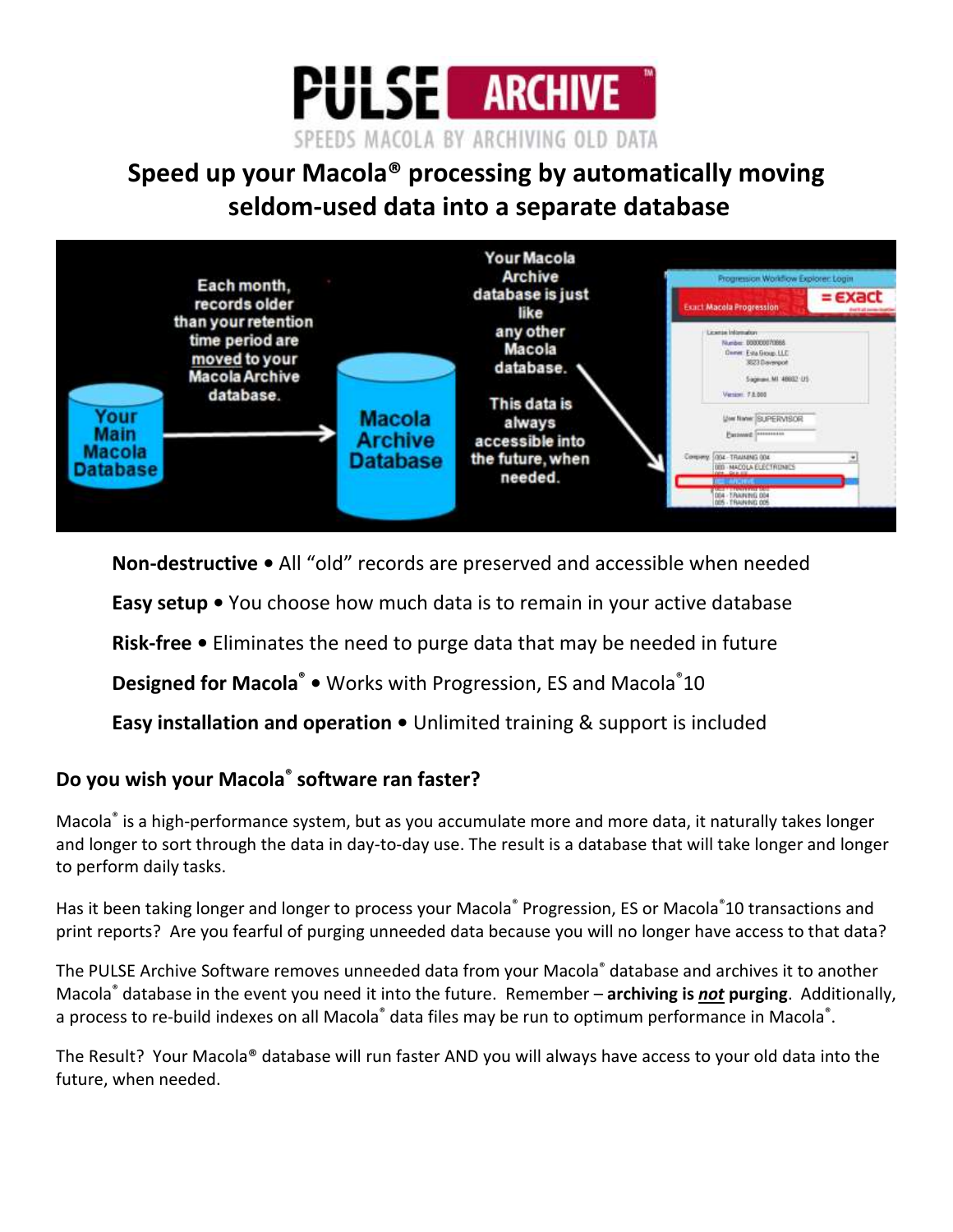# PULSE ARCHIVE™

SPEEDS MACOLA BY ARCHIVING OLD DATA

## Speed up your Macola® processing by automatically moving seldom-used data into a separate database

Each month, records older than your retention time period are moved to your Macola Archive database.

Your Main Macola Database → Macola Archive Database

Your Macola Archive database is just like any other Macola database.

This data is always accessible into the future, when needed.

**Non-destructive •** All "old" records are preserved and accessible when needed

**Easy setup •** You choose how much data is to remain in your active database

**Risk-free •** Eliminates the need to purge data that may be needed in future

**Designed for Macola® •** Works with Progression, ES and Macola® 10

**Easy installation and operation •** Unlimited training & support is included

### Do you wish your Macola® software ran faster?

Macola® is a high-performance system, but as you accumulate more and more data, it naturally takes longer and longer to sort through the data in day-to-day use. The result is a database that will take longer and longer to perform daily tasks.

Has it been taking longer and longer to process your Macola® Progression, ES or Macola® 10 transactions and print reports? Are you fearful of purging unneeded data because you will no longer have access to that data?

The PULSE Archive Software removes unneeded data from your Macola® database and archives it to another Macola® database in the event you need it into the future. Remember – **archiving is *not* purging**. Additionally, a process to re-build indexes on all Macola® data files may be run to optimum performance in Macola®.

The Result? Your Macola® database will run faster AND you will always have access to your old data into the future, when needed.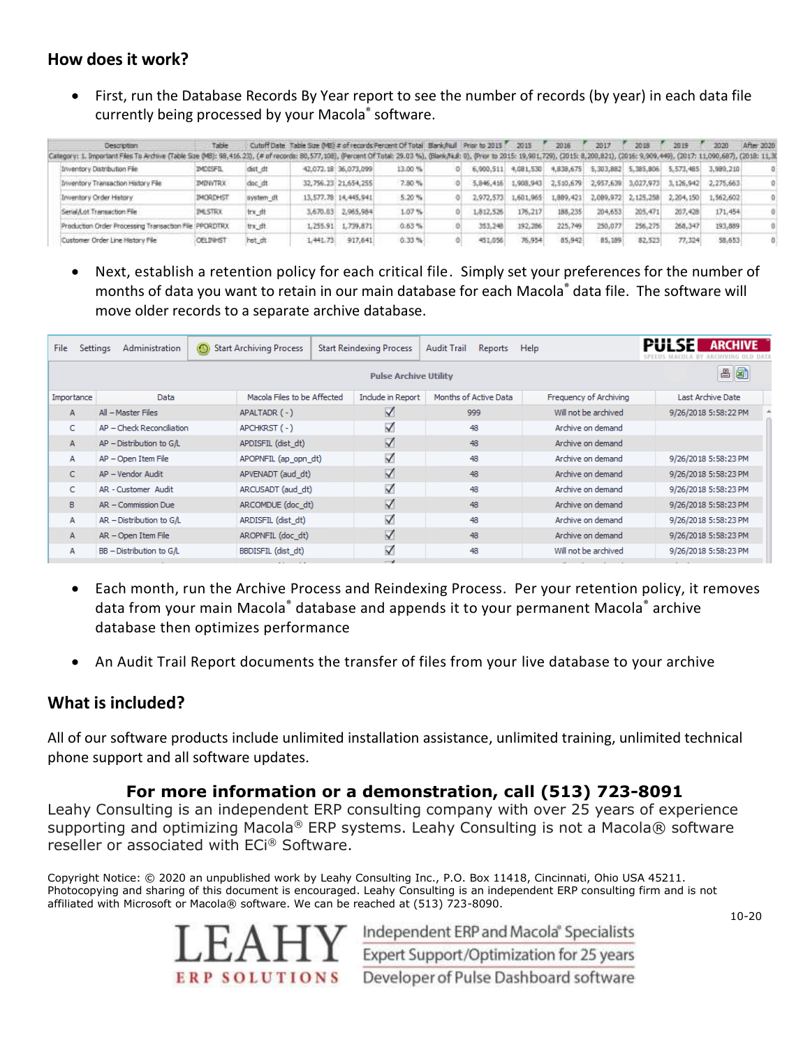## How does it work?

- First, run the Database Records By Year report to see the number of records (by year) in each data file currently being processed by your Macola® software.

| Description | Table | Cutoff Date | Table Size (MB) | # of records | Percent Of Total | Blank/Null | Prior to 2015 | 2015 | 2016 | 2017 | 2018 | 2019 | 2020 | After 2020 |
|---|---|---|---|---|---|---|---|---|---|---|---|---|---|---|
| Category: 1. Important Files To Archive (Table Size (MB): 98,416.23), (# of records: 80,577,108), (Percent Of Total: 29.03 %), (Blank/Null: 0), (Prior to 2015: 19,901,729), (2015: 8,200,821), (2016: 9,909,449), (2017: 11,090,687), (2018: 11,3 | | | | | | | | | | | | | | |
| Inventory Distribution File | IMDISFIL | dist_dt | 42,072.18 | 36,073,099 | 13.00 % | 0 | 6,900,511 | 4,081,530 | 4,838,675 | 5,303,882 | 5,385,806 | 5,573,485 | 3,989,210 | 0 |
| Inventory Transaction History File | IMINVTRX | doc_dt | 32,756.23 | 21,654,255 | 7.80 % | 0 | 5,846,416 | 1,908,943 | 2,510,679 | 2,957,639 | 3,027,973 | 3,126,942 | 2,275,663 | 0 |
| Inventory Order History | IMORDHST | system_dt | 13,577.78 | 14,445,941 | 5.20 % | 0 | 2,972,573 | 1,601,965 | 1,889,421 | 2,089,972 | 2,125,258 | 2,204,150 | 1,562,602 | 0 |
| Serial/Lot Transaction File | IMLSTRX | trx_dt | 3,670.03 | 2,965,984 | 1.07 % | 0 | 1,812,526 | 176,217 | 188,235 | 204,653 | 205,471 | 207,428 | 171,454 | 0 |
| Production Order Processing Transaction File | PPORDTRX | trx_dt | 1,255.91 | 1,739,871 | 0.63 % | 0 | 353,248 | 192,286 | 225,749 | 250,077 | 256,275 | 268,347 | 193,889 | 0 |
| Customer Order Line History File | OELINHST | hst_dt | 1,441.73 | 917,641 | 0.33 % | 0 | 451,056 | 76,954 | 85,942 | 85,189 | 82,523 | 77,324 | 58,653 | 0 |

- Next, establish a retention policy for each critical file. Simply set your preferences for the number of months of data you want to retain in our main database for each Macola® data file. The software will move older records to a separate archive database.

File | Settings | Administration | Start Archiving Process | Start Reindexing Process | Audit Trail | Reports | Help

PULSE ARCHIVE — SPEEDS MACOLA BY ARCHIVING OLD DATA

Pulse Archive Utility

| Importance | Data | Macola Files to be Affected | Include in Report | Months of Active Data | Frequency of Archiving | Last Archive Date |
|---|---|---|---|---|---|---|
| A | All – Master Files | APALTADR ( - ) | ✓ | 999 | Will not be archived | 9/26/2018 5:58:22 PM |
| C | AP – Check Reconciliation | APCHKRST ( - ) | ✓ | 48 | Archive on demand | |
| A | AP – Distribution to G/L | APDISFIL (dist_dt) | ✓ | 48 | Archive on demand | |
| A | AP – Open Item File | APOPNFIL (ap_opn_dt) | ✓ | 48 | Archive on demand | 9/26/2018 5:58:23 PM |
| C | AP – Vendor Audit | APVENADT (aud_dt) | ✓ | 48 | Archive on demand | 9/26/2018 5:58:23 PM |
| C | AR - Customer Audit | ARCUSADT (aud_dt) | ✓ | 48 | Archive on demand | 9/26/2018 5:58:23 PM |
| B | AR – Commission Due | ARCOMDUE (doc_dt) | ✓ | 48 | Archive on demand | 9/26/2018 5:58:23 PM |
| A | AR – Distribution to G/L | ARDISFIL (dist_dt) | ✓ | 48 | Archive on demand | 9/26/2018 5:58:23 PM |
| A | AR – Open Item File | AROPNFIL (doc_dt) | ✓ | 48 | Archive on demand | 9/26/2018 5:58:23 PM |
| A | BB – Distribution to G/L | BBDISFIL (dist_dt) | ✓ | 48 | Will not be archived | 9/26/2018 5:58:23 PM |

- Each month, run the Archive Process and Reindexing Process. Per your retention policy, it removes data from your main Macola® database and appends it to your permanent Macola® archive database then optimizes performance
- An Audit Trail Report documents the transfer of files from your live database to your archive

## What is included?

All of our software products include unlimited installation assistance, unlimited training, unlimited technical phone support and all software updates.

### For more information or a demonstration, call (513) 723-8091

Leahy Consulting is an independent ERP consulting company with over 25 years of experience supporting and optimizing Macola® ERP systems. Leahy Consulting is not a Macola® software reseller or associated with ECi® Software.

Copyright Notice: © 2020 an unpublished work by Leahy Consulting Inc., P.O. Box 11418, Cincinnati, Ohio USA 45211. Photocopying and sharing of this document is encouraged. Leahy Consulting is an independent ERP consulting firm and is not affiliated with Microsoft or Macola® software. We can be reached at (513) 723-8090.

10-20

LEAHY ERP SOLUTIONS

Independent ERP and Macola® Specialists
Expert Support/Optimization for 25 years
Developer of Pulse Dashboard software